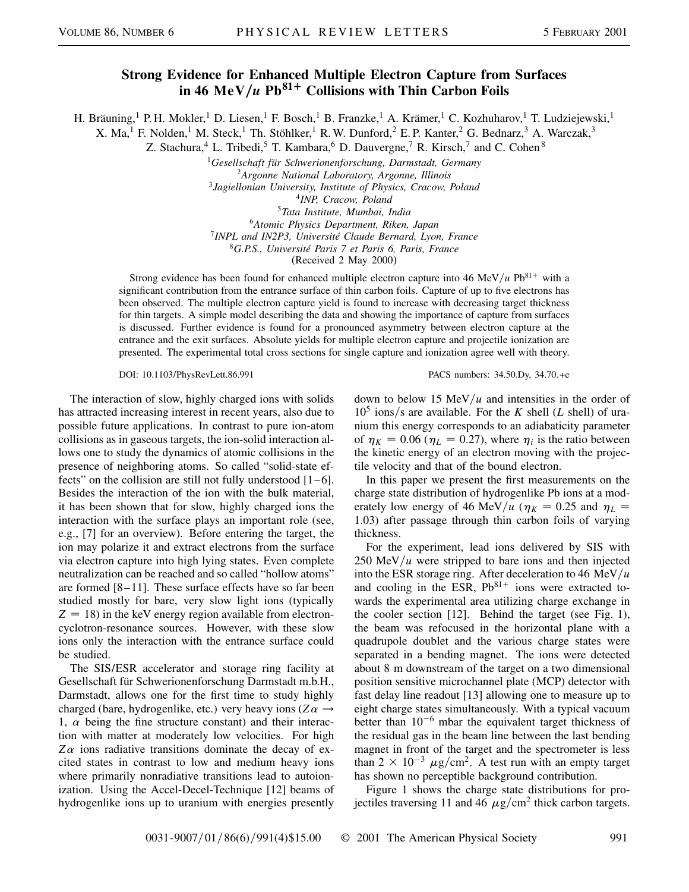# Strong Evidence for Enhanced Multiple Electron Capture from Surfaces in 46 MeV/$u$ $Pb^{81+}$ Collisions with Thin Carbon Foils

H. Bräuning,[1] P. H. Mokler,[1] D. Liesen,[1] F. Bosch,[1] B. Franzke,[1] A. Krämer,[1] C. Kozhuharov,[1] T. Ludziejewski,[1] X. Ma,[1] F. Nolden,[1] M. Steck,[1] Th. Stöhlker,[1] R. W. Dunford,[2] E. P. Kanter,[2] G. Bednarz,[3] A. Warczak,[3] Z. Stachura,[4] L. Tribedi,[5] T. Kambara,[6] D. Dauvergne,[7] R. Kirsch,[7] and C. Cohen[8]

[1]*Gesellschaft für Schwerionenforschung, Darmstadt, Germany*
[2]*Argonne National Laboratory, Argonne, Illinois*
[3]*Jagiellonian University, Institute of Physics, Cracow, Poland*
[4]*INP, Cracow, Poland*
[5]*Tata Institute, Mumbai, India*
[6]*Atomic Physics Department, Riken, Japan*
[7]*INPL and IN2P3, Université Claude Bernard, Lyon, France*
[8]*G.P.S., Université Paris 7 et Paris 6, Paris, France*
(Received 2 May 2000)

Strong evidence has been found for enhanced multiple electron capture into 46 MeV/$u$ $Pb^{81+}$ with a significant contribution from the entrance surface of thin carbon foils. Capture of up to five electrons has been observed. The multiple electron capture yield is found to increase with decreasing target thickness for thin targets. A simple model describing the data and showing the importance of capture from surfaces is discussed. Further evidence is found for a pronounced asymmetry between electron capture at the entrance and the exit surfaces. Absolute yields for multiple electron capture and projectile ionization are presented. The experimental total cross sections for single capture and ionization agree well with theory.

DOI: 10.1103/PhysRevLett.86.991 PACS numbers: 34.50.Dy, 34.70.+e

The interaction of slow, highly charged ions with solids has attracted increasing interest in recent years, also due to possible future applications. In contrast to pure ion-atom collisions as in gaseous targets, the ion-solid interaction allows one to study the dynamics of atomic collisions in the presence of neighboring atoms. So called "solid-state effects" on the collision are still not fully understood [1–6]. Besides the interaction of the ion with the bulk material, it has been shown that for slow, highly charged ions the interaction with the surface plays an important role (see, e.g., [7] for an overview). Before entering the target, the ion may polarize it and extract electrons from the surface via electron capture into high lying states. Even complete neutralization can be reached and so called "hollow atoms" are formed [8–11]. These surface effects have so far been studied mostly for bare, very slow light ions (typically $Z = 18$) in the keV energy region available from electron-cyclotron-resonance sources. However, with these slow ions only the interaction with the entrance surface could be studied.

The SIS/ESR accelerator and storage ring facility at Gesellschaft für Schwerionenforschung Darmstadt m.b.H., Darmstadt, allows one for the first time to study highly charged (bare, hydrogenlike, etc.) very heavy ions ($Z\alpha \rightarrow 1$, $\alpha$ being the fine structure constant) and their interaction with matter at moderately low velocities. For high $Z\alpha$ ions radiative transitions dominate the decay of excited states in contrast to low and medium heavy ions where primarily nonradiative transitions lead to autoionization. Using the Accel-Decel-Technique [12] beams of hydrogenlike ions up to uranium with energies presently down to below 15 MeV/$u$ and intensities in the order of $10^5$ ions/s are available. For the $K$ shell ($L$ shell) of uranium this energy corresponds to an adiabaticity parameter of $\eta_K = 0.06$ ($\eta_L = 0.27$), where $\eta_i$ is the ratio between the kinetic energy of an electron moving with the projectile velocity and that of the bound electron.

In this paper we present the first measurements on the charge state distribution of hydrogenlike Pb ions at a moderately low energy of 46 MeV/$u$ ($\eta_K = 0.25$ and $\eta_L = 1.03$) after passage through thin carbon foils of varying thickness.

For the experiment, lead ions delivered by SIS with 250 MeV/$u$ were stripped to bare ions and then injected into the ESR storage ring. After deceleration to 46 MeV/$u$ and cooling in the ESR, $Pb^{81+}$ ions were extracted towards the experimental area utilizing charge exchange in the cooler section [12]. Behind the target (see Fig. 1), the beam was refocused in the horizontal plane with a quadrupole doublet and the various charge states were separated in a bending magnet. The ions were detected about 8 m downstream of the target on a two dimensional position sensitive microchannel plate (MCP) detector with fast delay line readout [13] allowing one to measure up to eight charge states simultaneously. With a typical vacuum better than $10^{-6}$ mbar the equivalent target thickness of the residual gas in the beam line between the last bending magnet in front of the target and the spectrometer is less than $2 \times 10^{-3}$ $\mu$g/cm$^2$. A test run with an empty target has shown no perceptible background contribution.

Figure 1 shows the charge state distributions for projectiles traversing 11 and 46 $\mu$g/cm$^2$ thick carbon targets.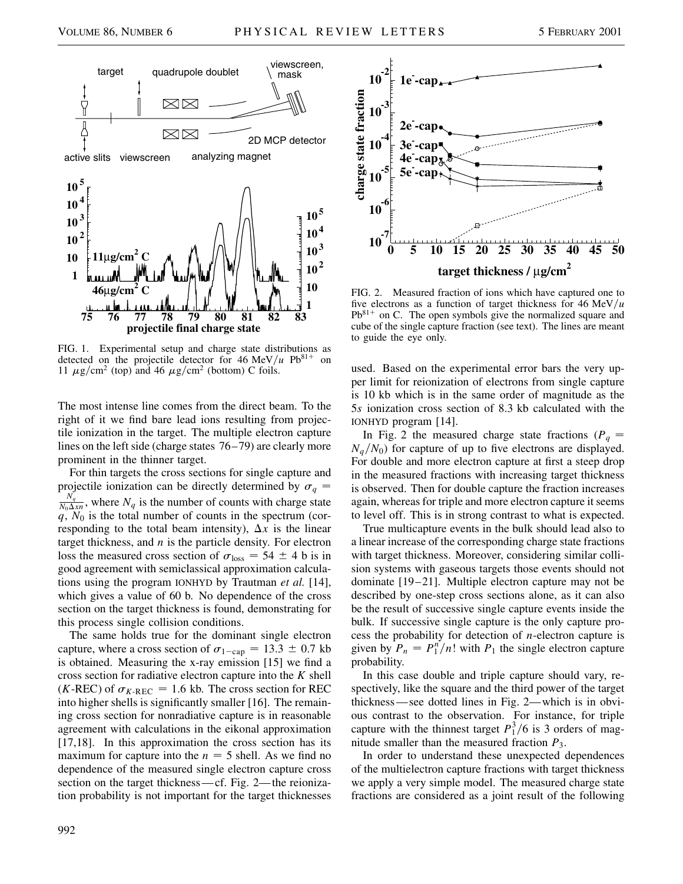FIG. 1. Experimental setup and charge state distributions as detected on the projectile detector for 46 MeV/$u$ $Pb^{81+}$ on 11 $\mu g/cm^2$ (top) and 46 $\mu g/cm^2$ (bottom) C foils.

The most intense line comes from the direct beam. To the right of it we find bare lead ions resulting from projectile ionization in the target. The multiple electron capture lines on the left side (charge states 76–79) are clearly more prominent in the thinner target.

For thin targets the cross sections for single capture and projectile ionization can be directly determined by $\sigma_q = \frac{N_q}{N_0 \Delta x n}$, where $N_q$ is the number of counts with charge state $q$, $N_0$ is the total number of counts in the spectrum (corresponding to the total beam intensity), $\Delta x$ is the linear target thickness, and $n$ is the particle density. For electron loss the measured cross section of $\sigma_{\text{loss}} = 54 \pm 4$ b is in good agreement with semiclassical approximation calculations using the program IONHYD by Trautman *et al.* [14], which gives a value of 60 b. No dependence of the cross section on the target thickness is found, demonstrating for this process single collision conditions.

The same holds true for the dominant single electron capture, where a cross section of $\sigma_{1-\text{cap}} = 13.3 \pm 0.7$ kb is obtained. Measuring the x-ray emission [15] we find a cross section for radiative electron capture into the $K$ shell ($K$-REC) of $\sigma_{K\text{-REC}} = 1.6$ kb. The cross section for REC into higher shells is significantly smaller [16]. The remaining cross section for nonradiative capture is in reasonable agreement with calculations in the eikonal approximation [17,18]. In this approximation the cross section has its maximum for capture into the $n = 5$ shell. As we find no dependence of the measured single electron capture cross section on the target thickness—cf. Fig. 2—the reionization probability is not important for the target thicknesses used. Based on the experimental error bars the very upper limit for reionization of electrons from single capture is 10 kb which is in the same order of magnitude as the 5$s$ ionization cross section of 8.3 kb calculated with the IONHYD program [14].

FIG. 2. Measured fraction of ions which have captured one to five electrons as a function of target thickness for 46 MeV/$u$ $Pb^{81+}$ on C. The open symbols give the normalized square and cube of the single capture fraction (see text). The lines are meant to guide the eye only.

In Fig. 2 the measured charge state fractions ($P_q = N_q/N_0$) for capture of up to five electrons are displayed. For double and more electron capture at first a steep drop in the measured fractions with increasing target thickness is observed. Then for double capture the fraction increases again, whereas for triple and more electron capture it seems to level off. This is in strong contrast to what is expected.

True multicapture events in the bulk should lead also to a linear increase of the corresponding charge state fractions with target thickness. Moreover, considering similar collision systems with gaseous targets those events should not dominate [19–21]. Multiple electron capture may not be described by one-step cross sections alone, as it can also be the result of successive single capture events inside the bulk. If successive single capture is the only capture process the probability for detection of $n$-electron capture is given by $P_n = P_1^n/n!$ with $P_1$ the single electron capture probability.

In this case double and triple capture should vary, respectively, like the square and the third power of the target thickness—see dotted lines in Fig. 2—which is in obvious contrast to the observation. For instance, for triple capture with the thinnest target $P_1^3/6$ is 3 orders of magnitude smaller than the measured fraction $P_3$.

In order to understand these unexpected dependences of the multielectron capture fractions with target thickness we apply a very simple model. The measured charge state fractions are considered as a joint result of the following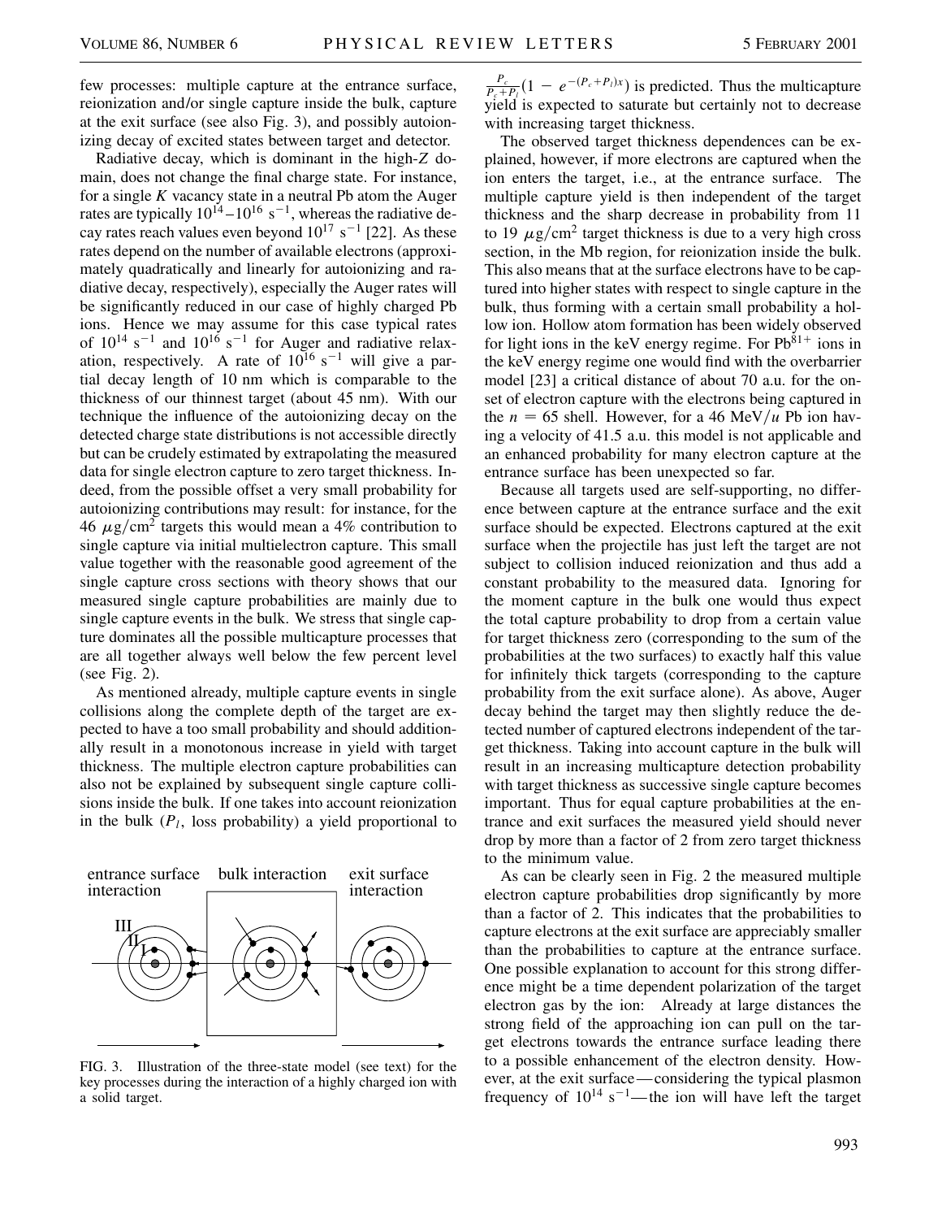few processes: multiple capture at the entrance surface, reionization and/or single capture inside the bulk, capture at the exit surface (see also Fig. 3), and possibly autoionizing decay of excited states between target and detector.

Radiative decay, which is dominant in the high-$Z$ domain, does not change the final charge state. For instance, for a single $K$ vacancy state in a neutral Pb atom the Auger rates are typically $10^{14}$–$10^{16}$ s$^{-1}$, whereas the radiative decay rates reach values even beyond $10^{17}$ s$^{-1}$ [22]. As these rates depend on the number of available electrons (approximately quadratically and linearly for autoionizing and radiative decay, respectively), especially the Auger rates will be significantly reduced in our case of highly charged Pb ions. Hence we may assume for this case typical rates of $10^{14}$ s$^{-1}$ and $10^{16}$ s$^{-1}$ for Auger and radiative relaxation, respectively. A rate of $10^{16}$ s$^{-1}$ will give a partial decay length of 10 nm which is comparable to the thickness of our thinnest target (about 45 nm). With our technique the influence of the autoionizing decay on the detected charge state distributions is not accessible directly but can be crudely estimated by extrapolating the measured data for single electron capture to zero target thickness. Indeed, from the possible offset a very small probability for autoionizing contributions may result: for instance, for the 46 $\mu$g/cm$^2$ targets this would mean a 4% contribution to single capture via initial multielectron capture. This small value together with the reasonable good agreement of the single capture cross sections with theory shows that our measured single capture probabilities are mainly due to single capture events in the bulk. We stress that single capture dominates all the possible multicapture processes that are all together always well below the few percent level (see Fig. 2).

As mentioned already, multiple capture events in single collisions along the complete depth of the target are expected to have a too small probability and should additionally result in a monotonous increase in yield with target thickness. The multiple electron capture probabilities can also not be explained by subsequent single capture collisions inside the bulk. If one takes into account reionization in the bulk ($P_l$, loss probability) a yield proportional to $\frac{P_c}{P_c+P_l}(1 - e^{-(P_c+P_l)x})$ is predicted. Thus the multicapture yield is expected to saturate but certainly not to decrease with increasing target thickness.

entrance surface interaction

bulk interaction

exit surface interaction

III

II

I

FIG. 3. Illustration of the three-state model (see text) for the key processes during the interaction of a highly charged ion with a solid target.

The observed target thickness dependences can be explained, however, if more electrons are captured when the ion enters the target, i.e., at the entrance surface. The multiple capture yield is then independent of the target thickness and the sharp decrease in probability from 11 to 19 $\mu$g/cm$^2$ target thickness is due to a very high cross section, in the Mb region, for reionization inside the bulk. This also means that at the surface electrons have to be captured into higher states with respect to single capture in the bulk, thus forming with a certain small probability a hollow ion. Hollow atom formation has been widely observed for light ions in the keV energy regime. For $Pb^{81+}$ ions in the keV energy regime one would find with the overbarrier model [23] a critical distance of about 70 a.u. for the onset of electron capture with the electrons being captured in the $n = 65$ shell. However, for a 46 MeV/$u$ Pb ion having a velocity of 41.5 a.u. this model is not applicable and an enhanced probability for many electron capture at the entrance surface has been unexpected so far.

Because all targets used are self-supporting, no difference between capture at the entrance surface and the exit surface should be expected. Electrons captured at the exit surface when the projectile has just left the target are not subject to collision induced reionization and thus add a constant probability to the measured data. Ignoring for the moment capture in the bulk one would thus expect the total capture probability to drop from a certain value for target thickness zero (corresponding to the sum of the probabilities at the two surfaces) to exactly half this value for infinitely thick targets (corresponding to the capture probability from the exit surface alone). As above, Auger decay behind the target may then slightly reduce the detected number of captured electrons independent of the target thickness. Taking into account capture in the bulk will result in an increasing multicapture detection probability with target thickness as successive single capture becomes important. Thus for equal capture probabilities at the entrance and exit surfaces the measured yield should never drop by more than a factor of 2 from zero target thickness to the minimum value.

As can be clearly seen in Fig. 2 the measured multiple electron capture probabilities drop significantly by more than a factor of 2. This indicates that the probabilities to capture electrons at the exit surface are appreciably smaller than the probabilities to capture at the entrance surface. One possible explanation to account for this strong difference might be a time dependent polarization of the target electron gas by the ion: Already at large distances the strong field of the approaching ion can pull on the target electrons towards the entrance surface leading there to a possible enhancement of the electron density. However, at the exit surface—considering the typical plasmon frequency of $10^{14}$ s$^{-1}$—the ion will have left the target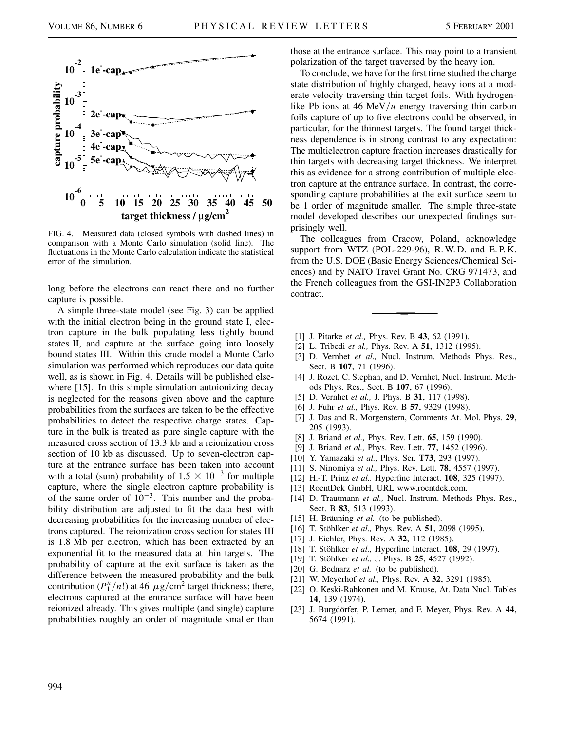$10^{-2}$

$1e^{-}$-cap

$10^{-3}$

$2e^{-}$-cap

$10^{-4}$

$3e^{-}$-cap

$4e^{-}$-cap

$10^{-5}$

$5e^{-}$-cap

$10^{-6}$

0 5 10 15 20 25 30 35 40 45 50

capture probability

target thickness / μg/cm$^2$

FIG. 4. Measured data (closed symbols with dashed lines) in comparison with a Monte Carlo simulation (solid line). The fluctuations in the Monte Carlo calculation indicate the statistical error of the simulation.

long before the electrons can react there and no further capture is possible.

A simple three-state model (see Fig. 3) can be applied with the initial electron being in the ground state I, electron capture in the bulk populating less tightly bound states II, and capture at the surface going into loosely bound states III. Within this crude model a Monte Carlo simulation was performed which reproduces our data quite well, as is shown in Fig. 4. Details will be published elsewhere [15]. In this simple simulation autoionizing decay is neglected for the reasons given above and the capture probabilities from the surfaces are taken to be the effective probabilities to detect the respective charge states. Capture in the bulk is treated as pure single capture with the measured cross section of 13.3 kb and a reionization cross section of 10 kb as discussed. Up to seven-electron capture at the entrance surface has been taken into account with a total (sum) probability of $1.5 \times 10^{-3}$ for multiple capture, where the single electron capture probability is of the same order of $10^{-3}$. This number and the probability distribution are adjusted to fit the data best with decreasing probabilities for the increasing number of electrons captured. The reionization cross section for states III is 1.8 Mb per electron, which has been extracted by an exponential fit to the measured data at thin targets. The probability of capture at the exit surface is taken as the difference between the measured probability and the bulk contribution ($P_1^n/n!$) at 46 $\mu$g/cm$^2$ target thickness; there, electrons captured at the entrance surface will have been reionized already. This gives multiple (and single) capture probabilities roughly an order of magnitude smaller than those at the entrance surface. This may point to a transient polarization of the target traversed by the heavy ion.

To conclude, we have for the first time studied the charge state distribution of highly charged, heavy ions at a moderate velocity traversing thin target foils. With hydrogen-like Pb ions at 46 MeV/$u$ energy traversing thin carbon foils capture of up to five electrons could be observed, in particular, for the thinnest targets. The found target thickness dependence is in strong contrast to any expectation: The multielectron capture fraction increases drastically for thin targets with decreasing target thickness. We interpret this as evidence for a strong contribution of multiple electron capture at the entrance surface. In contrast, the corresponding capture probabilities at the exit surface seem to be 1 order of magnitude smaller. The simple three-state model developed describes our unexpected findings surprisingly well.

The colleagues from Cracow, Poland, acknowledge support from WTZ (POL-229-96), R. W. D. and E. P. K. from the U.S. DOE (Basic Energy Sciences/Chemical Sciences) and by NATO Travel Grant No. CRG 971473, and the French colleagues from the GSI-IN2P3 Collaboration contract.

[1] J. Pitarke *et al.,* Phys. Rev. B **43**, 62 (1991).
[2] L. Tribedi *et al.,* Phys. Rev. A **51**, 1312 (1995).
[3] D. Vernhet *et al.,* Nucl. Instrum. Methods Phys. Res., Sect. B **107**, 71 (1996).
[4] J. Rozet, C. Stephan, and D. Vernhet, Nucl. Instrum. Methods Phys. Res., Sect. B **107**, 67 (1996).
[5] D. Vernhet *et al.,* J. Phys. B **31**, 117 (1998).
[6] J. Fuhr *et al.,* Phys. Rev. B **57**, 9329 (1998).
[7] J. Das and R. Morgenstern, Comments At. Mol. Phys. **29**, 205 (1993).
[8] J. Briand *et al.,* Phys. Rev. Lett. **65**, 159 (1990).
[9] J. Briand *et al.,* Phys. Rev. Lett. **77**, 1452 (1996).
[10] Y. Yamazaki *et al.,* Phys. Scr. **T73**, 293 (1997).
[11] S. Ninomiya *et al.,* Phys. Rev. Lett. **78**, 4557 (1997).
[12] H.-T. Prinz *et al.,* Hyperfine Interact. **108**, 325 (1997).
[13] RoentDek GmbH, URL www.roentdek.com.
[14] D. Trautmann *et al.,* Nucl. Instrum. Methods Phys. Res., Sect. B **83**, 513 (1993).
[15] H. Bräuning *et al.* (to be published).
[16] T. Stöhlker *et al.,* Phys. Rev. A **51**, 2098 (1995).
[17] J. Eichler, Phys. Rev. A **32**, 112 (1985).
[18] T. Stöhlker *et al.,* Hyperfine Interact. **108**, 29 (1997).
[19] T. Stöhlker *et al.,* J. Phys. B **25**, 4527 (1992).
[20] G. Bednarz *et al.* (to be published).
[21] W. Meyerhof *et al.,* Phys. Rev. A **32**, 3291 (1985).
[22] O. Keski-Rahkonen and M. Krause, At. Data Nucl. Tables **14**, 139 (1974).
[23] J. Burgdörfer, P. Lerner, and F. Meyer, Phys. Rev. A **44**, 5674 (1991).